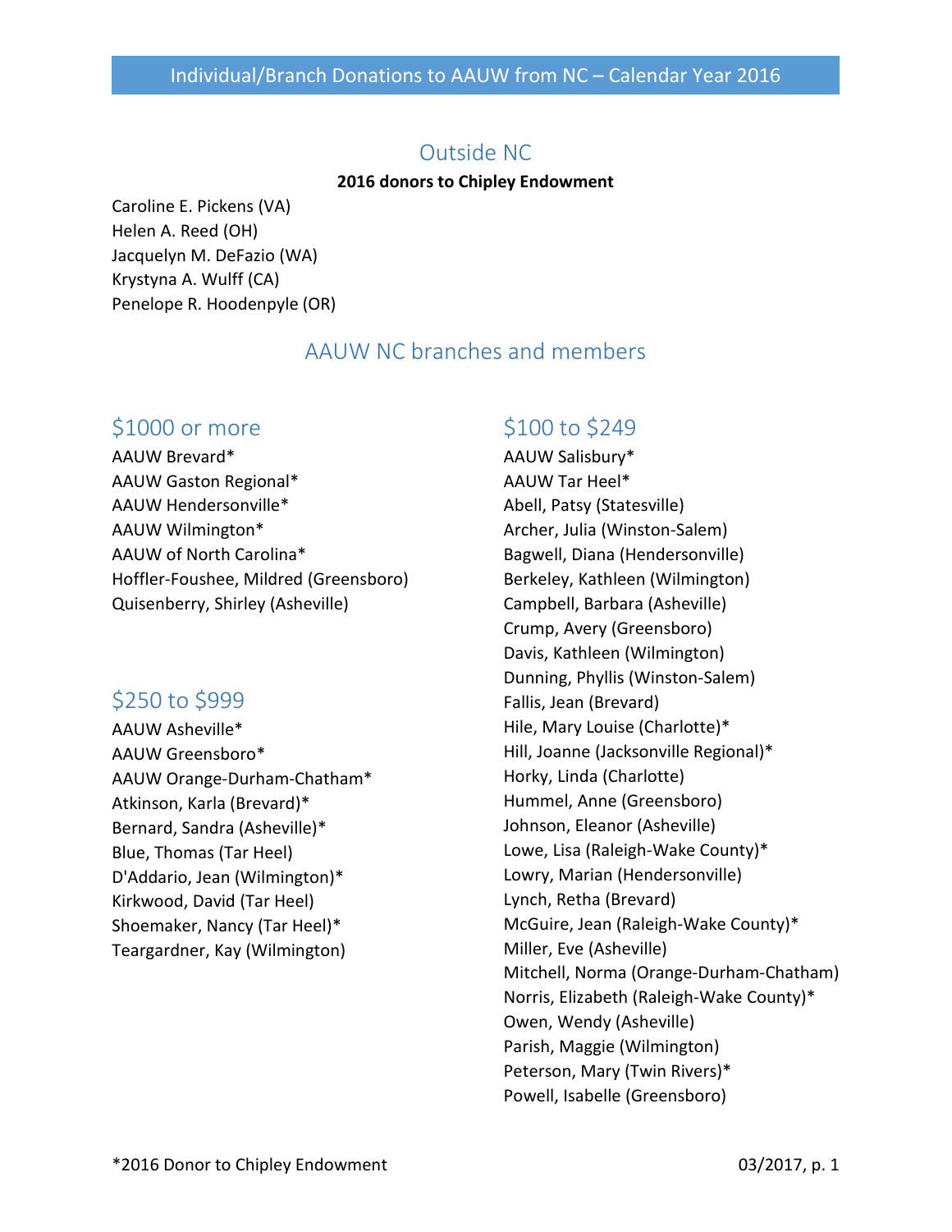# Individual/Branch Donations to AAUW from NC – Calendar Year 2016

## Outside NC

**2016 donors to Chipley Endowment**

Caroline E. Pickens (VA)
Helen A. Reed (OH)
Jacquelyn M. DeFazio (WA)
Krystyna A. Wulff (CA)
Penelope R. Hoodenpyle (OR)

## AAUW NC branches and members

### $1000 or more

AAUW Brevard*
AAUW Gaston Regional*
AAUW Hendersonville*
AAUW Wilmington*
AAUW of North Carolina*
Hoffler-Foushee, Mildred (Greensboro)
Quisenberry, Shirley (Asheville)

### $250 to $999

AAUW Asheville*
AAUW Greensboro*
AAUW Orange-Durham-Chatham*
Atkinson, Karla (Brevard)*
Bernard, Sandra (Asheville)*
Blue, Thomas (Tar Heel)
D'Addario, Jean (Wilmington)*
Kirkwood, David (Tar Heel)
Shoemaker, Nancy (Tar Heel)*
Teargardner, Kay (Wilmington)

### $100 to $249

AAUW Salisbury*
AAUW Tar Heel*
Abell, Patsy (Statesville)
Archer, Julia (Winston-Salem)
Bagwell, Diana (Hendersonville)
Berkeley, Kathleen (Wilmington)
Campbell, Barbara (Asheville)
Crump, Avery (Greensboro)
Davis, Kathleen (Wilmington)
Dunning, Phyllis (Winston-Salem)
Fallis, Jean (Brevard)
Hile, Mary Louise (Charlotte)*
Hill, Joanne (Jacksonville Regional)*
Horky, Linda (Charlotte)
Hummel, Anne (Greensboro)
Johnson, Eleanor (Asheville)
Lowe, Lisa (Raleigh-Wake County)*
Lowry, Marian (Hendersonville)
Lynch, Retha (Brevard)
McGuire, Jean (Raleigh-Wake County)*
Miller, Eve (Asheville)
Mitchell, Norma (Orange-Durham-Chatham)
Norris, Elizabeth (Raleigh-Wake County)*
Owen, Wendy (Asheville)
Parish, Maggie (Wilmington)
Peterson, Mary (Twin Rivers)*
Powell, Isabelle (Greensboro)

*2016 Donor to Chipley Endowment

03/2017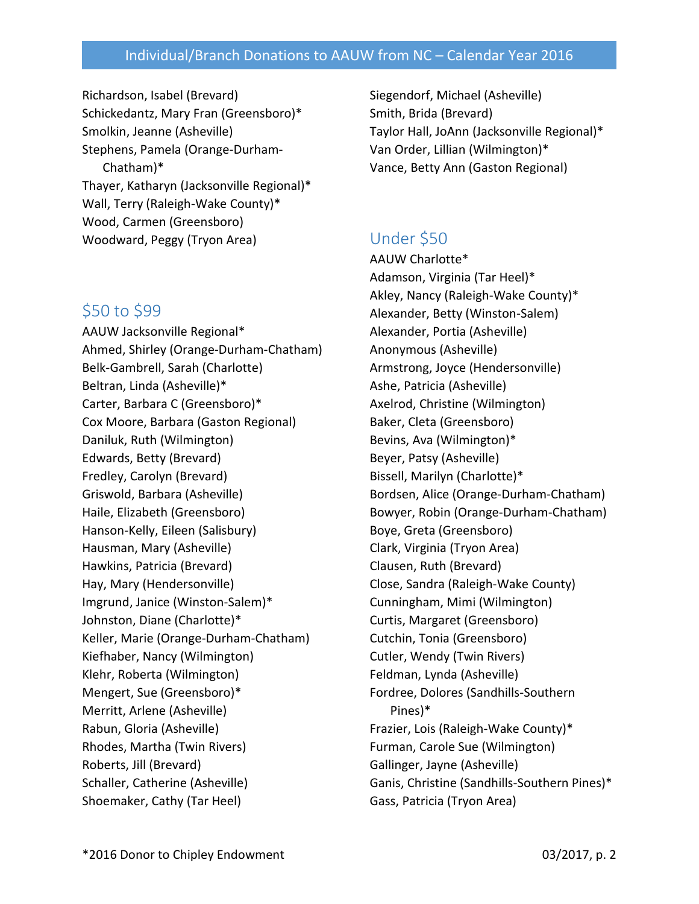Richardson, Isabel (Brevard)
Schickedantz, Mary Fran (Greensboro)*
Smolkin, Jeanne (Asheville)
Stephens, Pamela (Orange-Durham-Chatham)*
Thayer, Katharyn (Jacksonville Regional)*
Wall, Terry (Raleigh-Wake County)*
Wood, Carmen (Greensboro)
Woodward, Peggy (Tryon Area)
Siegendorf, Michael (Asheville)
Smith, Brida (Brevard)
Taylor Hall, JoAnn (Jacksonville Regional)*
Van Order, Lillian (Wilmington)*
Vance, Betty Ann (Gaston Regional)

## $50 to $99

AAUW Jacksonville Regional*
Ahmed, Shirley (Orange-Durham-Chatham)
Belk-Gambrell, Sarah (Charlotte)
Beltran, Linda (Asheville)*
Carter, Barbara C (Greensboro)*
Cox Moore, Barbara (Gaston Regional)
Daniluk, Ruth (Wilmington)
Edwards, Betty (Brevard)
Fredley, Carolyn (Brevard)
Griswold, Barbara (Asheville)
Haile, Elizabeth (Greensboro)
Hanson-Kelly, Eileen (Salisbury)
Hausman, Mary (Asheville)
Hawkins, Patricia (Brevard)
Hay, Mary (Hendersonville)
Imgrund, Janice (Winston-Salem)*
Johnston, Diane (Charlotte)*
Keller, Marie (Orange-Durham-Chatham)
Kiefhaber, Nancy (Wilmington)
Klehr, Roberta (Wilmington)
Mengert, Sue (Greensboro)*
Merritt, Arlene (Asheville)
Rabun, Gloria (Asheville)
Rhodes, Martha (Twin Rivers)
Roberts, Jill (Brevard)
Schaller, Catherine (Asheville)
Shoemaker, Cathy (Tar Heel)

## Under $50

AAUW Charlotte*
Adamson, Virginia (Tar Heel)*
Akley, Nancy (Raleigh-Wake County)*
Alexander, Betty (Winston-Salem)
Alexander, Portia (Asheville)
Anonymous (Asheville)
Armstrong, Joyce (Hendersonville)
Ashe, Patricia (Asheville)
Axelrod, Christine (Wilmington)
Baker, Cleta (Greensboro)
Bevins, Ava (Wilmington)*
Beyer, Patsy (Asheville)
Bissell, Marilyn (Charlotte)*
Bordsen, Alice (Orange-Durham-Chatham)
Bowyer, Robin (Orange-Durham-Chatham)
Boye, Greta (Greensboro)
Clark, Virginia (Tryon Area)
Clausen, Ruth (Brevard)
Close, Sandra (Raleigh-Wake County)
Cunningham, Mimi (Wilmington)
Curtis, Margaret (Greensboro)
Cutchin, Tonia (Greensboro)
Cutler, Wendy (Twin Rivers)
Feldman, Lynda (Asheville)
Fordree, Dolores (Sandhills-Southern Pines)*
Frazier, Lois (Raleigh-Wake County)*
Furman, Carole Sue (Wilmington)
Gallinger, Jayne (Asheville)
Ganis, Christine (Sandhills-Southern Pines)*
Gass, Patricia (Tryon Area)

*2016 Donor to Chipley Endowment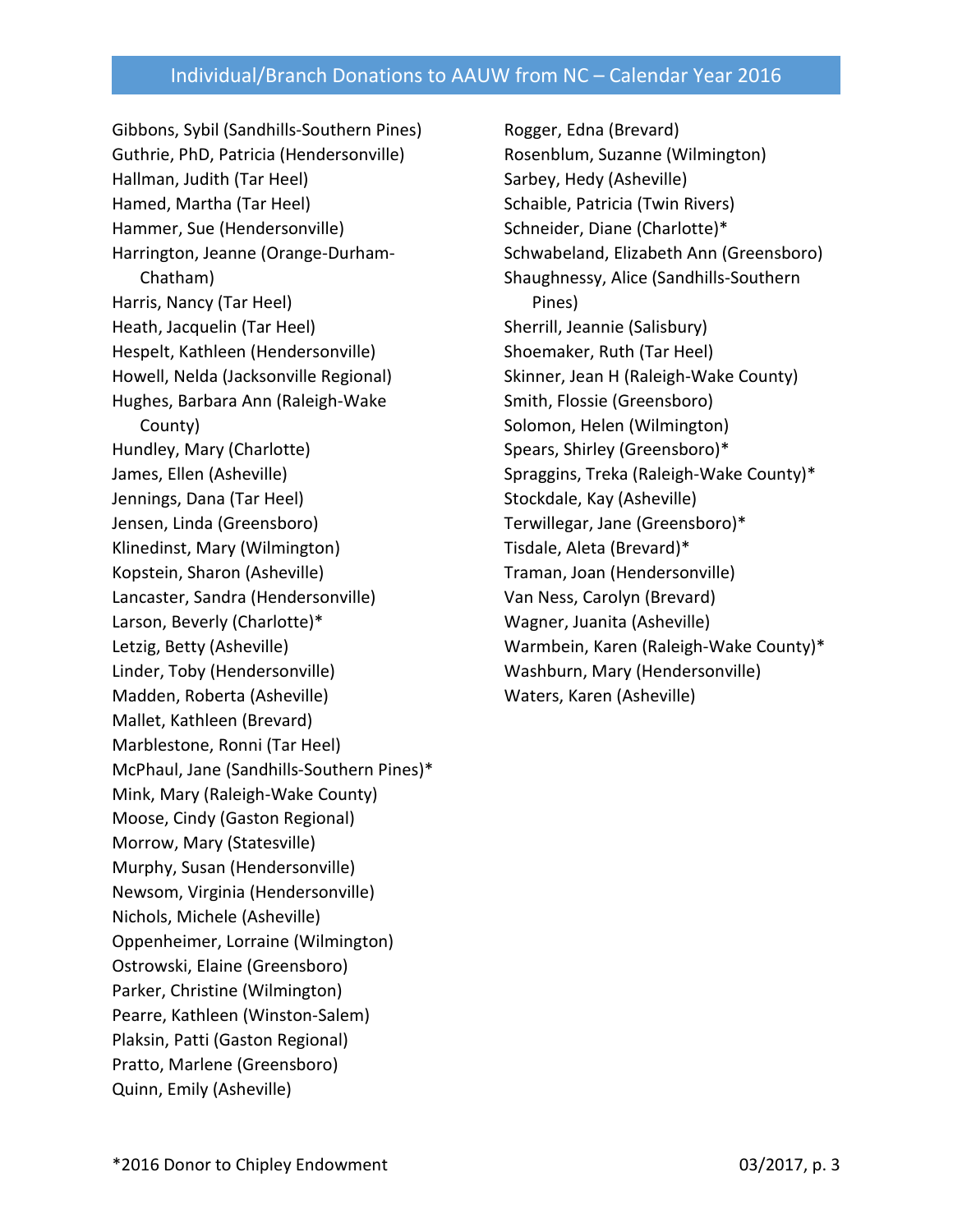## Individual/Branch Donations to AAUW from NC – Calendar Year 2016

Gibbons, Sybil (Sandhills-Southern Pines)
Guthrie, PhD, Patricia (Hendersonville)
Hallman, Judith (Tar Heel)
Hamed, Martha (Tar Heel)
Hammer, Sue (Hendersonville)
Harrington, Jeanne (Orange-Durham-Chatham)
Harris, Nancy (Tar Heel)
Heath, Jacquelin (Tar Heel)
Hespelt, Kathleen (Hendersonville)
Howell, Nelda (Jacksonville Regional)
Hughes, Barbara Ann (Raleigh-Wake County)
Hundley, Mary (Charlotte)
James, Ellen (Asheville)
Jennings, Dana (Tar Heel)
Jensen, Linda (Greensboro)
Klinedinst, Mary (Wilmington)
Kopstein, Sharon (Asheville)
Lancaster, Sandra (Hendersonville)
Larson, Beverly (Charlotte)*
Letzig, Betty (Asheville)
Linder, Toby (Hendersonville)
Madden, Roberta (Asheville)
Mallet, Kathleen (Brevard)
Marblestone, Ronni (Tar Heel)
McPhaul, Jane (Sandhills-Southern Pines)*
Mink, Mary (Raleigh-Wake County)
Moose, Cindy (Gaston Regional)
Morrow, Mary (Statesville)
Murphy, Susan (Hendersonville)
Newsom, Virginia (Hendersonville)
Nichols, Michele (Asheville)
Oppenheimer, Lorraine (Wilmington)
Ostrowski, Elaine (Greensboro)
Parker, Christine (Wilmington)
Pearre, Kathleen (Winston-Salem)
Plaksin, Patti (Gaston Regional)
Pratto, Marlene (Greensboro)
Quinn, Emily (Asheville)
Rogger, Edna (Brevard)
Rosenblum, Suzanne (Wilmington)
Sarbey, Hedy (Asheville)
Schaible, Patricia (Twin Rivers)
Schneider, Diane (Charlotte)*
Schwabeland, Elizabeth Ann (Greensboro)
Shaughnessy, Alice (Sandhills-Southern Pines)
Sherrill, Jeannie (Salisbury)
Shoemaker, Ruth (Tar Heel)
Skinner, Jean H (Raleigh-Wake County)
Smith, Flossie (Greensboro)
Solomon, Helen (Wilmington)
Spears, Shirley (Greensboro)*
Spraggins, Treka (Raleigh-Wake County)*
Stockdale, Kay (Asheville)
Terwillegar, Jane (Greensboro)*
Tisdale, Aleta (Brevard)*
Traman, Joan (Hendersonville)
Van Ness, Carolyn (Brevard)
Wagner, Juanita (Asheville)
Warmbein, Karen (Raleigh-Wake County)*
Washburn, Mary (Hendersonville)
Waters, Karen (Asheville)

*2016 Donor to Chipley Endowment